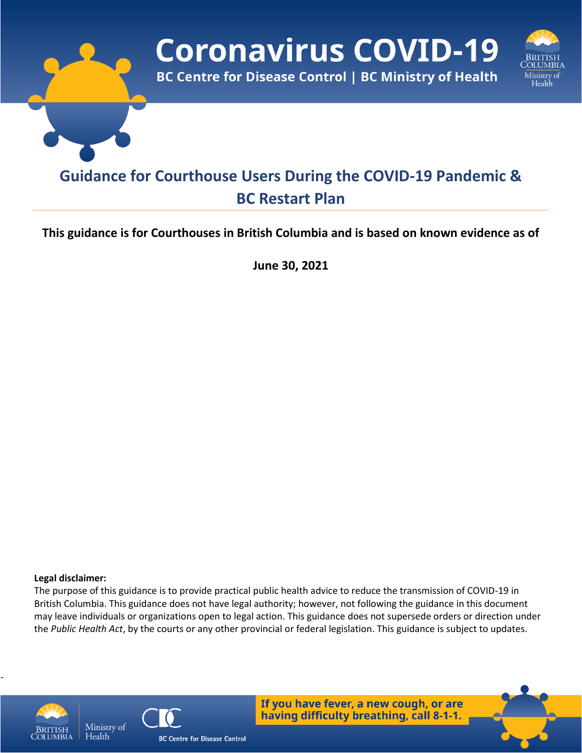# Coronavirus COVID-19

**BC Centre for Disease Control | BC Ministry of Health**

## Guidance for Courthouse Users During the COVID-19 Pandemic & BC Restart Plan

**This guidance is for Courthouses in British Columbia and is based on known evidence as of**

**June 30, 2021**

**Legal disclaimer:**
The purpose of this guidance is to provide practical public health advice to reduce the transmission of COVID-19 in British Columbia. This guidance does not have legal authority; however, not following the guidance in this document may leave individuals or organizations open to legal action. This guidance does not supersede orders or direction under the *Public Health Act*, by the courts or any other provincial or federal legislation. This guidance is subject to updates.

**If you have fever, a new cough, or are having difficulty breathing, call 8-1-1.**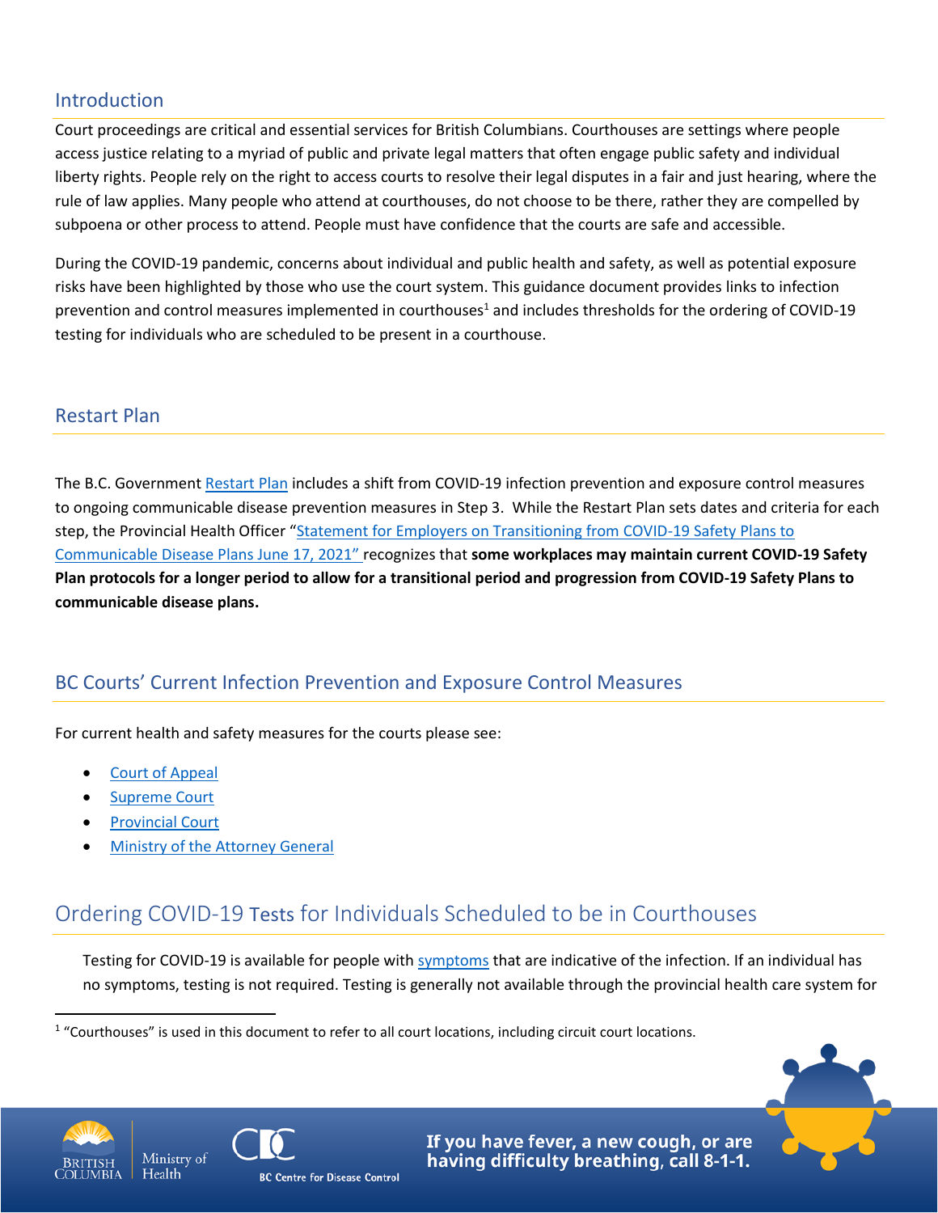## Introduction

Court proceedings are critical and essential services for British Columbians. Courthouses are settings where people access justice relating to a myriad of public and private legal matters that often engage public safety and individual liberty rights. People rely on the right to access courts to resolve their legal disputes in a fair and just hearing, where the rule of law applies. Many people who attend at courthouses, do not choose to be there, rather they are compelled by subpoena or other process to attend. People must have confidence that the courts are safe and accessible.

During the COVID-19 pandemic, concerns about individual and public health and safety, as well as potential exposure risks have been highlighted by those who use the court system. This guidance document provides links to infection prevention and control measures implemented in courthouses[1] and includes thresholds for the ordering of COVID-19 testing for individuals who are scheduled to be present in a courthouse.

## Restart Plan

The B.C. Government Restart Plan includes a shift from COVID-19 infection prevention and exposure control measures to ongoing communicable disease prevention measures in Step 3. While the Restart Plan sets dates and criteria for each step, the Provincial Health Officer "Statement for Employers on Transitioning from COVID-19 Safety Plans to Communicable Disease Plans June 17, 2021" recognizes that **some workplaces may maintain current COVID-19 Safety Plan protocols for a longer period to allow for a transitional period and progression from COVID-19 Safety Plans to communicable disease plans.**

## BC Courts' Current Infection Prevention and Exposure Control Measures

For current health and safety measures for the courts please see:

- Court of Appeal
- Supreme Court
- Provincial Court
- Ministry of the Attorney General

## Ordering COVID-19 Tests for Individuals Scheduled to be in Courthouses

Testing for COVID-19 is available for people with symptoms that are indicative of the infection. If an individual has no symptoms, testing is not required. Testing is generally not available through the provincial health care system for

[1] "Courthouses" is used in this document to refer to all court locations, including circuit court locations.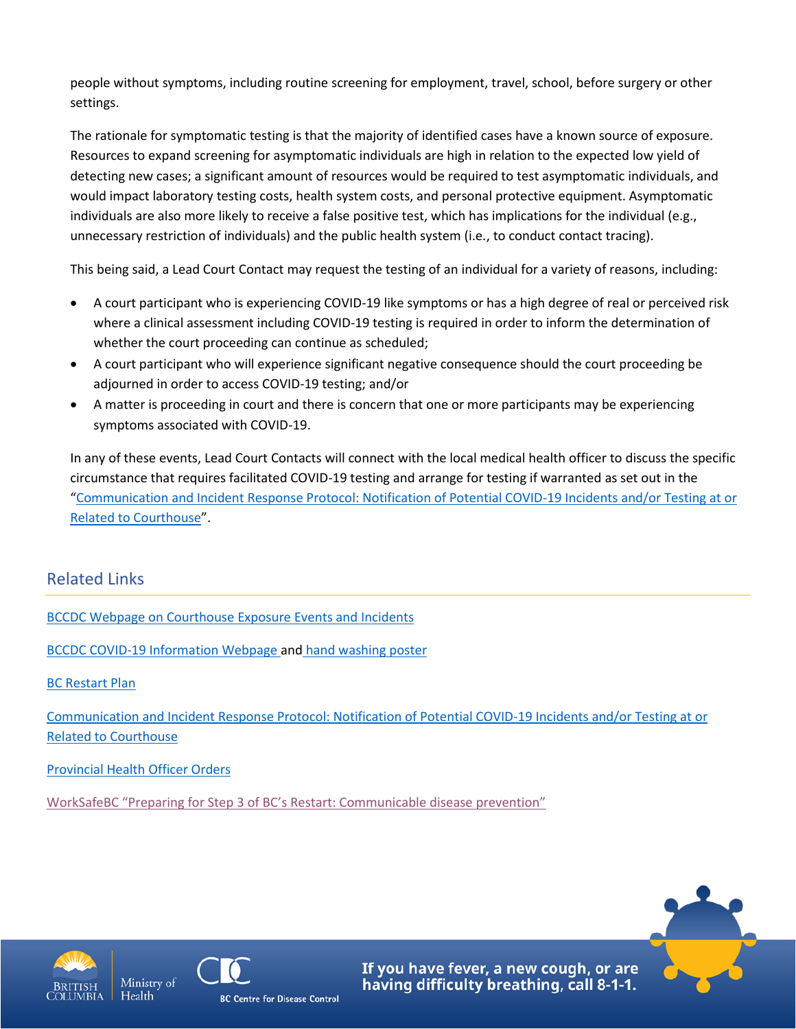people without symptoms, including routine screening for employment, travel, school, before surgery or other settings.

The rationale for symptomatic testing is that the majority of identified cases have a known source of exposure. Resources to expand screening for asymptomatic individuals are high in relation to the expected low yield of detecting new cases; a significant amount of resources would be required to test asymptomatic individuals, and would impact laboratory testing costs, health system costs, and personal protective equipment. Asymptomatic individuals are also more likely to receive a false positive test, which has implications for the individual (e.g., unnecessary restriction of individuals) and the public health system (i.e., to conduct contact tracing).

This being said, a Lead Court Contact may request the testing of an individual for a variety of reasons, including:

- A court participant who is experiencing COVID-19 like symptoms or has a high degree of real or perceived risk where a clinical assessment including COVID-19 testing is required in order to inform the determination of whether the court proceeding can continue as scheduled;
- A court participant who will experience significant negative consequence should the court proceeding be adjourned in order to access COVID-19 testing; and/or
- A matter is proceeding in court and there is concern that one or more participants may be experiencing symptoms associated with COVID-19.

In any of these events, Lead Court Contacts will connect with the local medical health officer to discuss the specific circumstance that requires facilitated COVID-19 testing and arrange for testing if warranted as set out in the "Communication and Incident Response Protocol: Notification of Potential COVID-19 Incidents and/or Testing at or Related to Courthouse".

## Related Links

BCCDC Webpage on Courthouse Exposure Events and Incidents

BCCDC COVID-19 Information Webpage and hand washing poster

BC Restart Plan

Communication and Incident Response Protocol: Notification of Potential COVID-19 Incidents and/or Testing at or Related to Courthouse

Provincial Health Officer Orders

WorkSafeBC "Preparing for Step 3 of BC's Restart: Communicable disease prevention"

If you have fever, a new cough, or are having difficulty breathing, call 8-1-1.